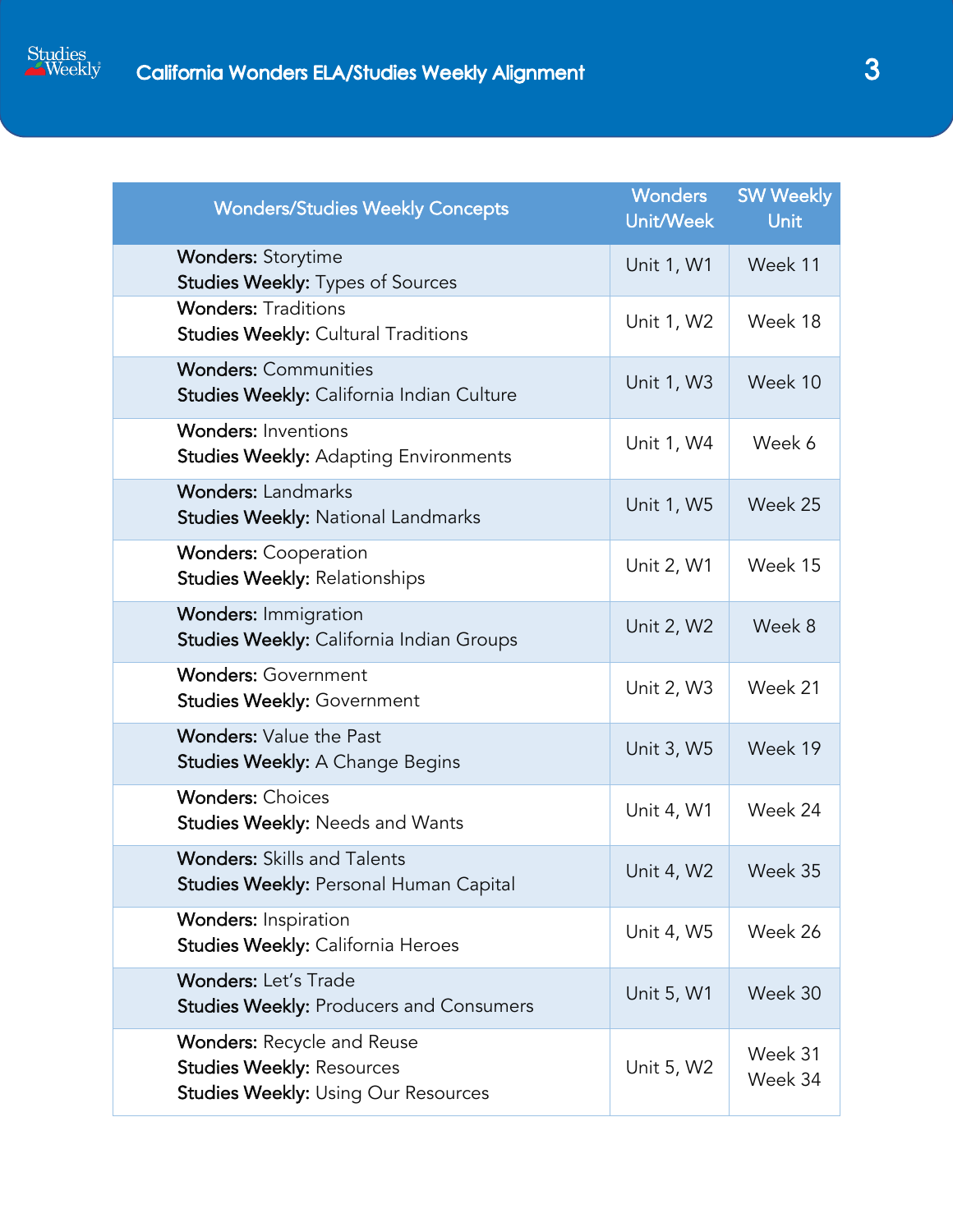| Wonders/Studies Weekly Concepts | Wonders Unit/Week | SW Weekly Unit |
|---|---|---|
| **Wonders:** Storytime<br>**Studies Weekly:** Types of Sources | Unit 1, W1 | Week 11 |
| **Wonders:** Traditions<br>**Studies Weekly:** Cultural Traditions | Unit 1, W2 | Week 18 |
| **Wonders:** Communities<br>**Studies Weekly:** California Indian Culture | Unit 1, W3 | Week 10 |
| **Wonders:** Inventions<br>**Studies Weekly:** Adapting Environments | Unit 1, W4 | Week 6 |
| **Wonders:** Landmarks<br>**Studies Weekly:** National Landmarks | Unit 1, W5 | Week 25 |
| **Wonders:** Cooperation<br>**Studies Weekly:** Relationships | Unit 2, W1 | Week 15 |
| **Wonders:** Immigration<br>**Studies Weekly:** California Indian Groups | Unit 2, W2 | Week 8 |
| **Wonders:** Government<br>**Studies Weekly:** Government | Unit 2, W3 | Week 21 |
| **Wonders:** Value the Past<br>**Studies Weekly:** A Change Begins | Unit 3, W5 | Week 19 |
| **Wonders:** Choices<br>**Studies Weekly:** Needs and Wants | Unit 4, W1 | Week 24 |
| **Wonders:** Skills and Talents<br>**Studies Weekly:** Personal Human Capital | Unit 4, W2 | Week 35 |
| **Wonders:** Inspiration<br>**Studies Weekly:** California Heroes | Unit 4, W5 | Week 26 |
| **Wonders:** Let's Trade<br>**Studies Weekly:** Producers and Consumers | Unit 5, W1 | Week 30 |
| **Wonders:** Recycle and Reuse<br>**Studies Weekly:** Resources<br>**Studies Weekly:** Using Our Resources | Unit 5, W2 | Week 31<br>Week 34 |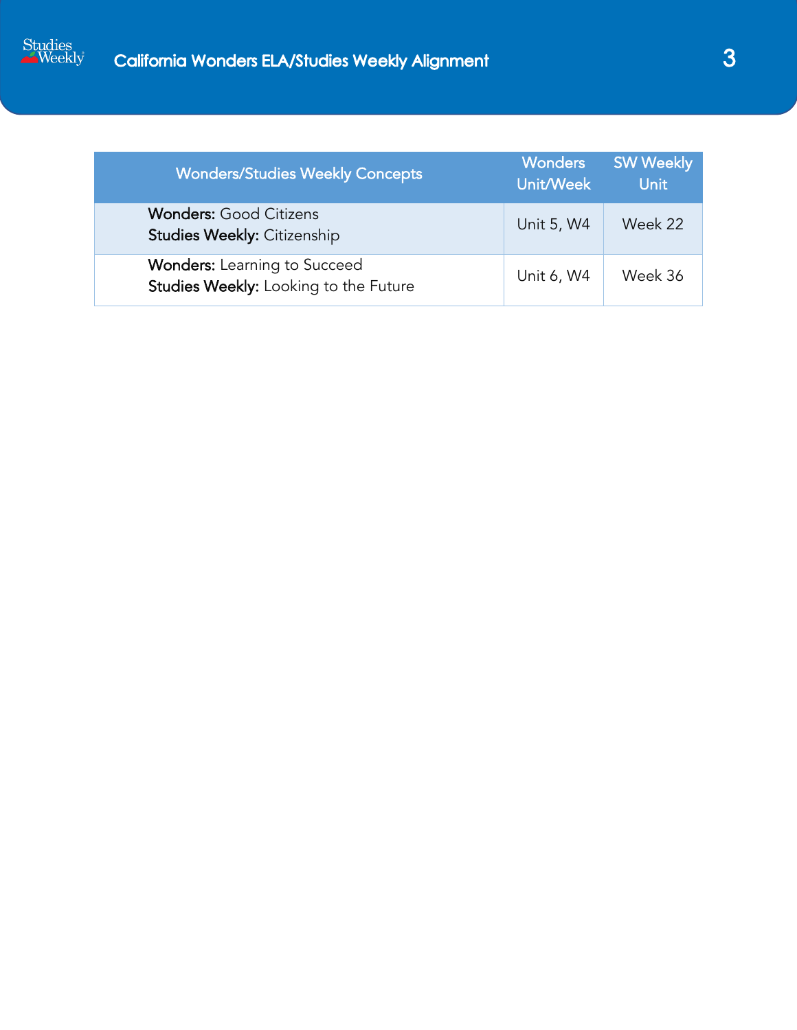| Wonders/Studies Weekly Concepts | Wonders Unit/Week | SW Weekly Unit |
| --- | --- | --- |
| **Wonders:** Good Citizens<br>**Studies Weekly:** Citizenship | Unit 5, W4 | Week 22 |
| **Wonders:** Learning to Succeed<br>**Studies Weekly:** Looking to the Future | Unit 6, W4 | Week 36 |